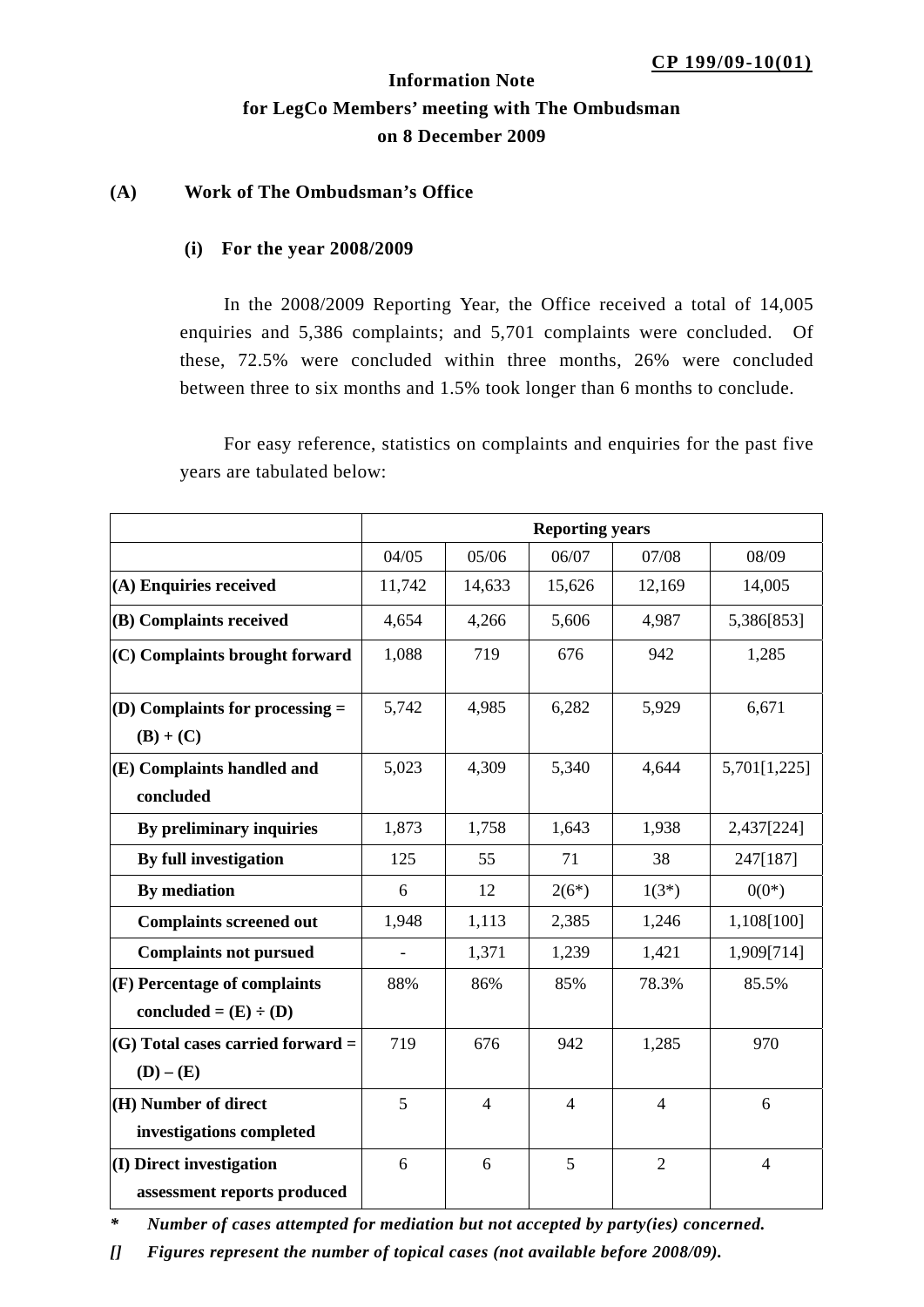**CP 199/09-10(01)**

# Information Note for LegCo Members' meeting with The Ombudsman on 8 December 2009

## (A) Work of The Ombudsman's Office

### (i) For the year 2008/2009

In the 2008/2009 Reporting Year, the Office received a total of 14,005 enquiries and 5,386 complaints; and 5,701 complaints were concluded. Of these, 72.5% were concluded within three months, 26% were concluded between three to six months and 1.5% took longer than 6 months to conclude.

For easy reference, statistics on complaints and enquiries for the past five years are tabulated below:

| | Reporting years | | | | |
|---|---|---|---|---|---|
| | 04/05 | 05/06 | 06/07 | 07/08 | 08/09 |
| **(A) Enquiries received** | 11,742 | 14,633 | 15,626 | 12,169 | 14,005 |
| **(B) Complaints received** | 4,654 | 4,266 | 5,606 | 4,987 | 5,386[853] |
| **(C) Complaints brought forward** | 1,088 | 719 | 676 | 942 | 1,285 |
| **(D) Complaints for processing = (B) + (C)** | 5,742 | 4,985 | 6,282 | 5,929 | 6,671 |
| **(E) Complaints handled and concluded** | 5,023 | 4,309 | 5,340 | 4,644 | 5,701[1,225] |
| **By preliminary inquiries** | 1,873 | 1,758 | 1,643 | 1,938 | 2,437[224] |
| **By full investigation** | 125 | 55 | 71 | 38 | 247[187] |
| **By mediation** | 6 | 12 | 2(6*) | 1(3*) | 0(0*) |
| **Complaints screened out** | 1,948 | 1,113 | 2,385 | 1,246 | 1,108[100] |
| **Complaints not pursued** | - | 1,371 | 1,239 | 1,421 | 1,909[714] |
| **(F) Percentage of complaints concluded = (E) ÷ (D)** | 88% | 86% | 85% | 78.3% | 85.5% |
| **(G) Total cases carried forward = (D) – (E)** | 719 | 676 | 942 | 1,285 | 970 |
| **(H) Number of direct investigations completed** | 5 | 4 | 4 | 4 | 6 |
| **(I) Direct investigation assessment reports produced** | 6 | 6 | 5 | 2 | 4 |

*\* Number of cases attempted for mediation but not accepted by party(ies) concerned.*

*[] Figures represent the number of topical cases (not available before 2008/09).*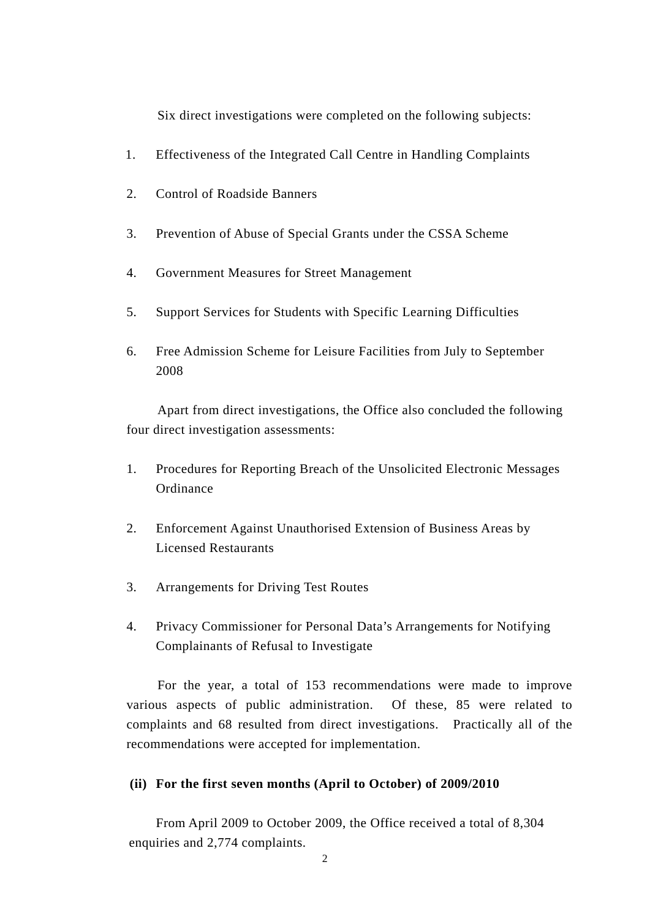Six direct investigations were completed on the following subjects:

1. Effectiveness of the Integrated Call Centre in Handling Complaints

2. Control of Roadside Banners

3. Prevention of Abuse of Special Grants under the CSSA Scheme

4. Government Measures for Street Management

5. Support Services for Students with Specific Learning Difficulties

6. Free Admission Scheme for Leisure Facilities from July to September 2008

Apart from direct investigations, the Office also concluded the following four direct investigation assessments:

1. Procedures for Reporting Breach of the Unsolicited Electronic Messages Ordinance

2. Enforcement Against Unauthorised Extension of Business Areas by Licensed Restaurants

3. Arrangements for Driving Test Routes

4. Privacy Commissioner for Personal Data's Arrangements for Notifying Complainants of Refusal to Investigate

For the year, a total of 153 recommendations were made to improve various aspects of public administration. Of these, 85 were related to complaints and 68 resulted from direct investigations. Practically all of the recommendations were accepted for implementation.

**(ii) For the first seven months (April to October) of 2009/2010**

From April 2009 to October 2009, the Office received a total of 8,304 enquiries and 2,774 complaints.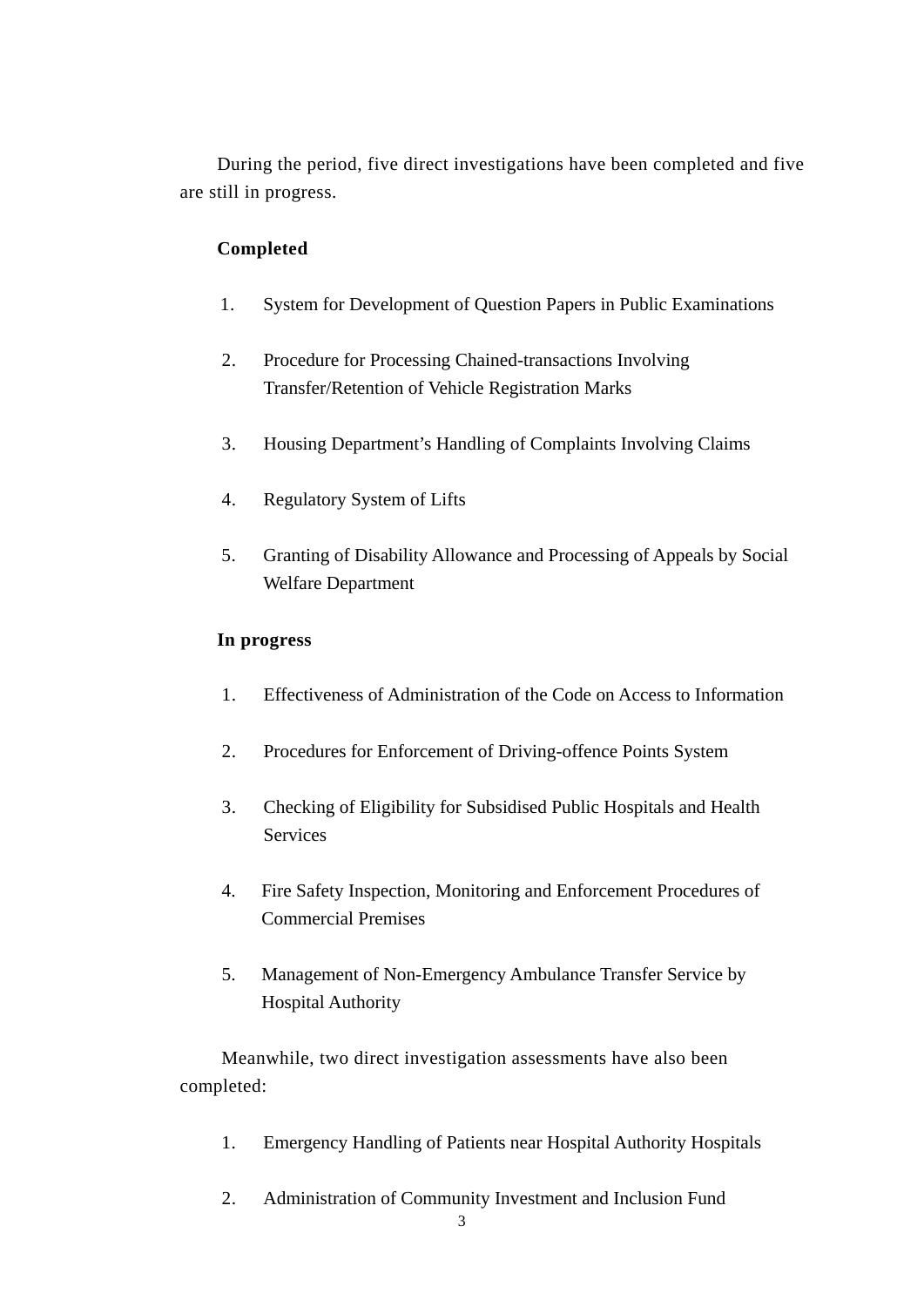During the period, five direct investigations have been completed and five are still in progress.

**Completed**

1. System for Development of Question Papers in Public Examinations

2. Procedure for Processing Chained-transactions Involving Transfer/Retention of Vehicle Registration Marks

3. Housing Department's Handling of Complaints Involving Claims

4. Regulatory System of Lifts

5. Granting of Disability Allowance and Processing of Appeals by Social Welfare Department

**In progress**

1. Effectiveness of Administration of the Code on Access to Information

2. Procedures for Enforcement of Driving-offence Points System

3. Checking of Eligibility for Subsidised Public Hospitals and Health Services

4. Fire Safety Inspection, Monitoring and Enforcement Procedures of Commercial Premises

5. Management of Non-Emergency Ambulance Transfer Service by Hospital Authority

Meanwhile, two direct investigation assessments have also been completed:

1. Emergency Handling of Patients near Hospital Authority Hospitals

2. Administration of Community Investment and Inclusion Fund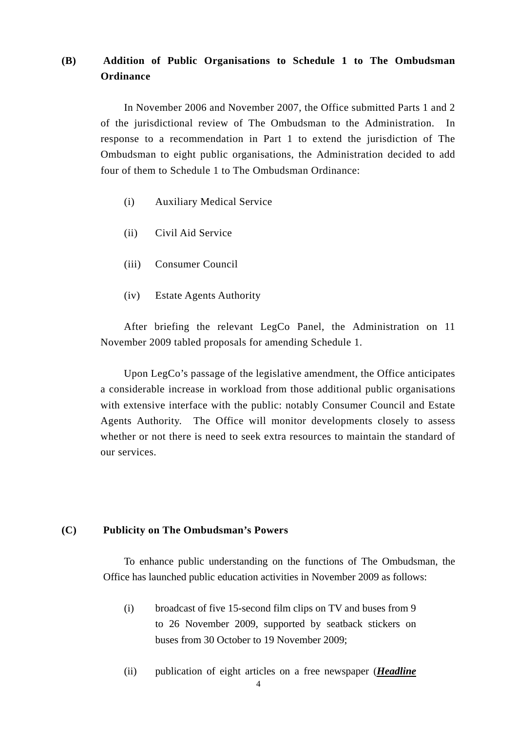## (B) Addition of Public Organisations to Schedule 1 to The Ombudsman Ordinance

In November 2006 and November 2007, the Office submitted Parts 1 and 2 of the jurisdictional review of The Ombudsman to the Administration. In response to a recommendation in Part 1 to extend the jurisdiction of The Ombudsman to eight public organisations, the Administration decided to add four of them to Schedule 1 to The Ombudsman Ordinance:

(i) Auxiliary Medical Service

(ii) Civil Aid Service

(iii) Consumer Council

(iv) Estate Agents Authority

After briefing the relevant LegCo Panel, the Administration on 11 November 2009 tabled proposals for amending Schedule 1.

Upon LegCo's passage of the legislative amendment, the Office anticipates a considerable increase in workload from those additional public organisations with extensive interface with the public: notably Consumer Council and Estate Agents Authority. The Office will monitor developments closely to assess whether or not there is need to seek extra resources to maintain the standard of our services.

## (C) Publicity on The Ombudsman's Powers

To enhance public understanding on the functions of The Ombudsman, the Office has launched public education activities in November 2009 as follows:

(i) broadcast of five 15-second film clips on TV and buses from 9 to 26 November 2009, supported by seatback stickers on buses from 30 October to 19 November 2009;

(ii) publication of eight articles on a free newspaper (***Headline***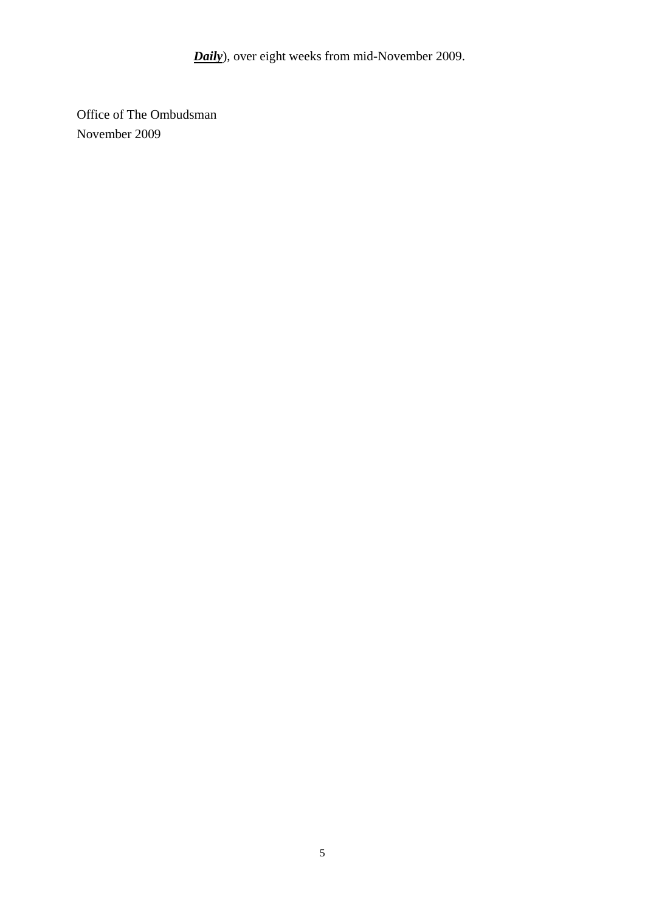***Daily***), over eight weeks from mid-November 2009.

Office of The Ombudsman
November 2009